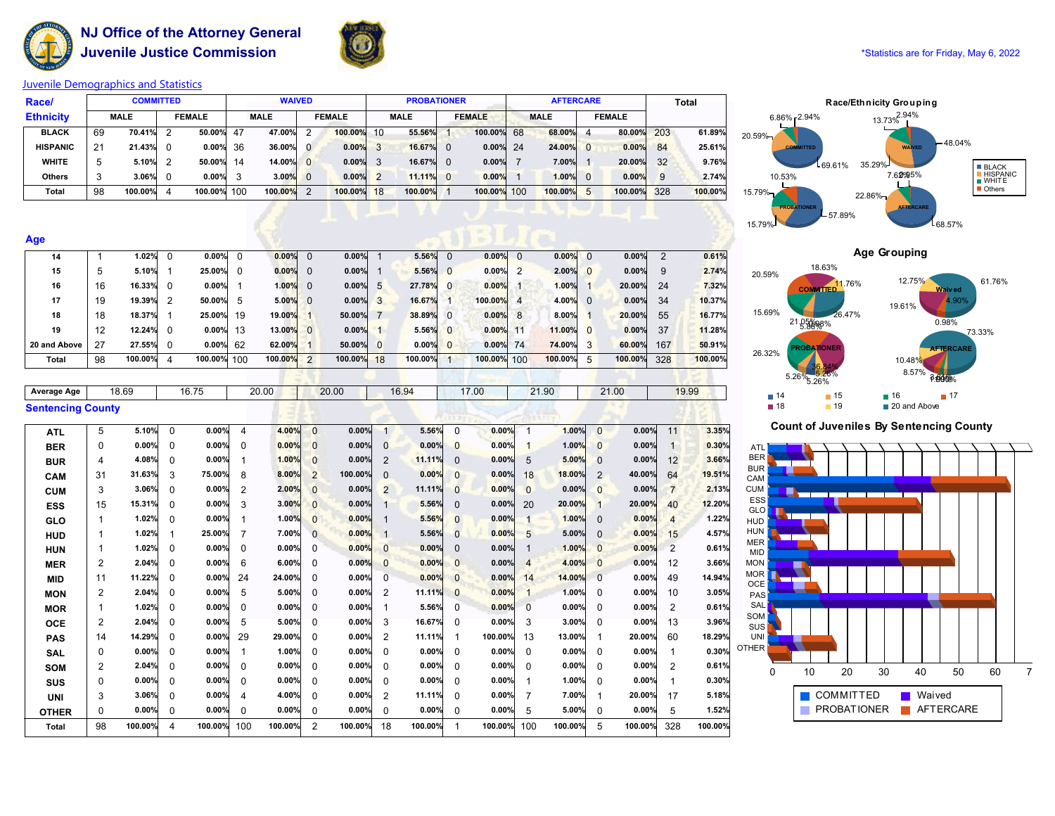# NJ Office of the Attorney General
## Juvenile Justice Commission

*Statistics are for Friday, May 6, 2022

Juvenile Demographics and Statistics

| Race/ Ethnicity | COMMITTED | | | | WAIVED | | | | PROBATIONER | | | | AFTERCARE | | | | Total | |
|---|---|---|---|---|---|---|---|---|---|---|---|---|---|---|---|---|---|---|
| | MALE | | FEMALE | | MALE | | FEMALE | | MALE | | FEMALE | | MALE | | FEMALE | | | |
| BLACK | 69 | 70.41% | 2 | 50.00% | 47 | 47.00% | 2 | 100.00% | 10 | 55.56% | 1 | 100.00% | 68 | 68.00% | 4 | 80.00% | 203 | 61.89% |
| HISPANIC | 21 | 21.43% | 0 | 0.00% | 36 | 36.00% | 0 | 0.00% | 3 | 16.67% | 0 | 0.00% | 24 | 24.00% | 0 | 0.00% | 84 | 25.61% |
| WHITE | 5 | 5.10% | 2 | 50.00% | 14 | 14.00% | 0 | 0.00% | 3 | 16.67% | 0 | 0.00% | 7 | 7.00% | 1 | 20.00% | 32 | 9.76% |
| Others | 3 | 3.06% | 0 | 0.00% | 3 | 3.00% | 0 | 0.00% | 2 | 11.11% | 0 | 0.00% | 1 | 1.00% | 0 | 0.00% | 9 | 2.74% |
| Total | 98 | 100.00% | 4 | 100.00% | 100 | 100.00% | 2 | 100.00% | 18 | 100.00% | 1 | 100.00% | 100 | 100.00% | 5 | 100.00% | 328 | 100.00% |

### Age

| Age | COMMITTED MALE | | COMMITTED FEMALE | | WAIVED MALE | | WAIVED FEMALE | | PROBATIONER MALE | | PROBATIONER FEMALE | | AFTERCARE MALE | | AFTERCARE FEMALE | | Total | |
|---|---|---|---|---|---|---|---|---|---|---|---|---|---|---|---|---|---|---|
| 14 | 1 | 1.02% | 0 | 0.00% | 0 | 0.00% | 0 | 0.00% | 1 | 5.56% | 0 | 0.00% | 0 | 0.00% | 0 | 0.00% | 2 | 0.61% |
| 15 | 5 | 5.10% | 1 | 25.00% | 0 | 0.00% | 0 | 0.00% | 1 | 5.56% | 0 | 0.00% | 2 | 2.00% | 0 | 0.00% | 9 | 2.74% |
| 16 | 16 | 16.33% | 0 | 0.00% | 1 | 1.00% | 0 | 0.00% | 5 | 27.78% | 0 | 0.00% | 1 | 1.00% | 1 | 20.00% | 24 | 7.32% |
| 17 | 19 | 19.39% | 2 | 50.00% | 5 | 5.00% | 0 | 0.00% | 3 | 16.67% | 1 | 100.00% | 4 | 4.00% | 0 | 0.00% | 34 | 10.37% |
| 18 | 18 | 18.37% | 1 | 25.00% | 19 | 19.00% | 1 | 50.00% | 7 | 38.89% | 0 | 0.00% | 8 | 8.00% | 1 | 20.00% | 55 | 16.77% |
| 19 | 12 | 12.24% | 0 | 0.00% | 13 | 13.00% | 0 | 0.00% | 1 | 5.56% | 0 | 0.00% | 11 | 11.00% | 0 | 0.00% | 37 | 11.28% |
| 20 and Above | 27 | 27.55% | 0 | 0.00% | 62 | 62.00% | 1 | 50.00% | 0 | 0.00% | 0 | 0.00% | 74 | 74.00% | 3 | 60.00% | 167 | 50.91% |
| Total | 98 | 100.00% | 4 | 100.00% | 100 | 100.00% | 2 | 100.00% | 18 | 100.00% | 1 | 100.00% | 100 | 100.00% | 5 | 100.00% | 328 | 100.00% |
| Average Age | 18.69 | | 16.75 | | 20.00 | | 20.00 | | 16.94 | | 17.00 | | 21.90 | | 21.00 | | 19.99 | |

### Sentencing County

| County | COMMITTED MALE | | COMMITTED FEMALE | | WAIVED MALE | | WAIVED FEMALE | | PROBATIONER MALE | | PROBATIONER FEMALE | | AFTERCARE MALE | | AFTERCARE FEMALE | | Total | |
|---|---|---|---|---|---|---|---|---|---|---|---|---|---|---|---|---|---|---|
| ATL | 5 | 5.10% | 0 | 0.00% | 4 | 4.00% | 0 | 0.00% | 1 | 5.56% | 0 | 0.00% | 1 | 1.00% | 0 | 0.00% | 11 | 3.35% |
| BER | 0 | 0.00% | 0 | 0.00% | 0 | 0.00% | 0 | 0.00% | 0 | 0.00% | 0 | 0.00% | 1 | 1.00% | 0 | 0.00% | 1 | 0.30% |
| BUR | 4 | 4.08% | 0 | 0.00% | 1 | 1.00% | 0 | 0.00% | 2 | 11.11% | 0 | 0.00% | 5 | 5.00% | 0 | 0.00% | 12 | 3.66% |
| CAM | 31 | 31.63% | 3 | 75.00% | 8 | 8.00% | 2 | 100.00% | 0 | 0.00% | 0 | 0.00% | 18 | 18.00% | 2 | 40.00% | 64 | 19.51% |
| CUM | 3 | 3.06% | 0 | 0.00% | 2 | 2.00% | 0 | 0.00% | 2 | 11.11% | 0 | 0.00% | 0 | 0.00% | 0 | 0.00% | 7 | 2.13% |
| ESS | 15 | 15.31% | 0 | 0.00% | 3 | 3.00% | 0 | 0.00% | 1 | 5.56% | 0 | 0.00% | 20 | 20.00% | 1 | 20.00% | 40 | 12.20% |
| GLO | 1 | 1.02% | 0 | 0.00% | 1 | 1.00% | 0 | 0.00% | 1 | 5.56% | 0 | 0.00% | 1 | 1.00% | 0 | 0.00% | 4 | 1.22% |
| HUD | 1 | 1.02% | 1 | 25.00% | 7 | 7.00% | 0 | 0.00% | 1 | 5.56% | 0 | 0.00% | 5 | 5.00% | 0 | 0.00% | 15 | 4.57% |
| HUN | 1 | 1.02% | 0 | 0.00% | 0 | 0.00% | 0 | 0.00% | 0 | 0.00% | 0 | 0.00% | 1 | 1.00% | 0 | 0.00% | 2 | 0.61% |
| MER | 2 | 2.04% | 0 | 0.00% | 6 | 6.00% | 0 | 0.00% | 0 | 0.00% | 0 | 0.00% | 4 | 4.00% | 0 | 0.00% | 12 | 3.66% |
| MID | 11 | 11.22% | 0 | 0.00% | 24 | 24.00% | 0 | 0.00% | 0 | 0.00% | 0 | 0.00% | 14 | 14.00% | 0 | 0.00% | 49 | 14.94% |
| MON | 2 | 2.04% | 0 | 0.00% | 5 | 5.00% | 0 | 0.00% | 2 | 11.11% | 0 | 0.00% | 1 | 1.00% | 0 | 0.00% | 10 | 3.05% |
| MOR | 1 | 1.02% | 0 | 0.00% | 0 | 0.00% | 0 | 0.00% | 1 | 5.56% | 0 | 0.00% | 0 | 0.00% | 0 | 0.00% | 2 | 0.61% |
| OCE | 2 | 2.04% | 0 | 0.00% | 5 | 5.00% | 0 | 0.00% | 3 | 16.67% | 0 | 0.00% | 3 | 3.00% | 0 | 0.00% | 13 | 3.96% |
| PAS | 14 | 14.29% | 0 | 0.00% | 29 | 29.00% | 0 | 0.00% | 2 | 11.11% | 1 | 100.00% | 13 | 13.00% | 1 | 20.00% | 60 | 18.29% |
| SAL | 0 | 0.00% | 0 | 0.00% | 1 | 1.00% | 0 | 0.00% | 0 | 0.00% | 0 | 0.00% | 0 | 0.00% | 0 | 0.00% | 1 | 0.30% |
| SOM | 2 | 2.04% | 0 | 0.00% | 0 | 0.00% | 0 | 0.00% | 0 | 0.00% | 0 | 0.00% | 0 | 0.00% | 0 | 0.00% | 2 | 0.61% |
| SUS | 0 | 0.00% | 0 | 0.00% | 0 | 0.00% | 0 | 0.00% | 0 | 0.00% | 0 | 0.00% | 1 | 1.00% | 0 | 0.00% | 1 | 0.30% |
| UNI | 3 | 3.06% | 0 | 0.00% | 4 | 4.00% | 0 | 0.00% | 2 | 11.11% | 0 | 0.00% | 7 | 7.00% | 1 | 20.00% | 17 | 5.18% |
| OTHER | 0 | 0.00% | 0 | 0.00% | 0 | 0.00% | 0 | 0.00% | 0 | 0.00% | 0 | 0.00% | 5 | 5.00% | 0 | 0.00% | 5 | 1.52% |
| Total | 98 | 100.00% | 4 | 100.00% | 100 | 100.00% | 2 | 100.00% | 18 | 100.00% | 1 | 100.00% | 100 | 100.00% | 5 | 100.00% | 328 | 100.00% |

### Race/Ethnicity Grouping

### Age Grouping

### Count of Juveniles By Sentencing County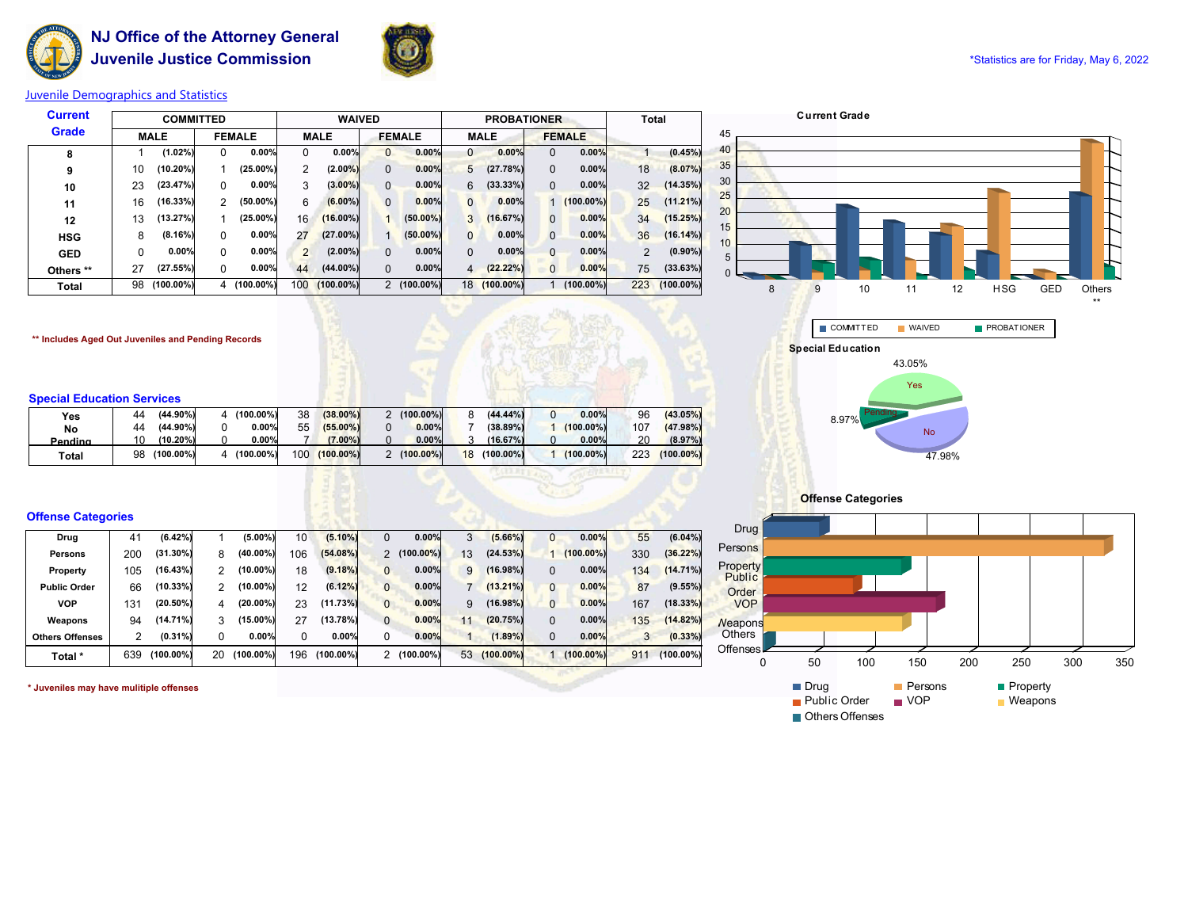# NJ Office of the Attorney General
## Juvenile Justice Commission

*Statistics are for Friday, May 6, 2022

Juvenile Demographics and Statistics

| Current Grade | COMMITTED | | | | WAIVED | | | | PROBATIONER | | | | Total | |
|---|---|---|---|---|---|---|---|---|---|---|---|---|---|---|
| | MALE | | FEMALE | | MALE | | FEMALE | | MALE | | FEMALE | | | |
| 8 | 1 | (1.02%) | 0 | 0.00% | 0 | 0.00% | 0 | 0.00% | 0 | 0.00% | 0 | 0.00% | 1 | (0.45%) |
| 9 | 10 | (10.20%) | 1 | (25.00%) | 2 | (2.00%) | 0 | 0.00% | 5 | (27.78%) | 0 | 0.00% | 18 | (8.07%) |
| 10 | 23 | (23.47%) | 0 | 0.00% | 3 | (3.00%) | 0 | 0.00% | 6 | (33.33%) | 0 | 0.00% | 32 | (14.35%) |
| 11 | 16 | (16.33%) | 2 | (50.00%) | 6 | (6.00%) | 0 | 0.00% | 0 | 0.00% | 1 | (100.00%) | 25 | (11.21%) |
| 12 | 13 | (13.27%) | 1 | (25.00%) | 16 | (16.00%) | 1 | (50.00%) | 3 | (16.67%) | 0 | 0.00% | 34 | (15.25%) |
| HSG | 8 | (8.16%) | 0 | 0.00% | 27 | (27.00%) | 1 | (50.00%) | 0 | 0.00% | 0 | 0.00% | 36 | (16.14%) |
| GED | 0 | 0.00% | 0 | 0.00% | 2 | (2.00%) | 0 | 0.00% | 0 | 0.00% | 0 | 0.00% | 2 | (0.90%) |
| Others ** | 27 | (27.55%) | 0 | 0.00% | 44 | (44.00%) | 0 | 0.00% | 4 | (22.22%) | 0 | 0.00% | 75 | (33.63%) |
| Total | 98 | (100.00%) | 4 | (100.00%) | 100 | (100.00%) | 2 | (100.00%) | 18 | (100.00%) | 1 | (100.00%) | 223 | (100.00%) |

** Includes Aged Out Juveniles and Pending Records

Current Grade

45
40
35
30
25
20
15
10
5
0
8
9
10
11
12
HSG
GED
Others **

COMMITTED WAIVED PROBATIONER

### Special Education Services

| | COMMITTED | | | | WAIVED | | | | PROBATIONER | | | | Total | |
|---|---|---|---|---|---|---|---|---|---|---|---|---|---|---|
| Yes | 44 | (44.90%) | 4 | (100.00%) | 38 | (38.00%) | 2 | (100.00%) | 8 | (44.44%) | 0 | 0.00% | 96 | (43.05%) |
| No | 44 | (44.90%) | 0 | 0.00% | 55 | (55.00%) | 0 | 0.00% | 7 | (38.89%) | 1 | (100.00%) | 107 | (47.98%) |
| Pending | 10 | (10.20%) | 0 | 0.00% | 7 | (7.00%) | 0 | 0.00% | 3 | (16.67%) | 0 | 0.00% | 20 | (8.97%) |
| Total | 98 | (100.00%) | 4 | (100.00%) | 100 | (100.00%) | 2 | (100.00%) | 18 | (100.00%) | 1 | (100.00%) | 223 | (100.00%) |

Special Education

43.05%
Yes
8.97%
Pending
No
47.98%

### Offense Categories

| | COMMITTED | | | | WAIVED | | | | PROBATIONER | | | | Total | |
|---|---|---|---|---|---|---|---|---|---|---|---|---|---|---|
| Drug | 41 | (6.42%) | 1 | (5.00%) | 10 | (5.10%) | 0 | 0.00% | 3 | (5.66%) | 0 | 0.00% | 55 | (6.04%) |
| Persons | 200 | (31.30%) | 8 | (40.00%) | 106 | (54.08%) | 2 | (100.00%) | 13 | (24.53%) | 1 | (100.00%) | 330 | (36.22%) |
| Property | 105 | (16.43%) | 2 | (10.00%) | 18 | (9.18%) | 0 | 0.00% | 9 | (16.98%) | 0 | 0.00% | 134 | (14.71%) |
| Public Order | 66 | (10.33%) | 2 | (10.00%) | 12 | (6.12%) | 0 | 0.00% | 7 | (13.21%) | 0 | 0.00% | 87 | (9.55%) |
| VOP | 131 | (20.50%) | 4 | (20.00%) | 23 | (11.73%) | 0 | 0.00% | 9 | (16.98%) | 0 | 0.00% | 167 | (18.33%) |
| Weapons | 94 | (14.71%) | 3 | (15.00%) | 27 | (13.78%) | 0 | 0.00% | 11 | (20.75%) | 0 | 0.00% | 135 | (14.82%) |
| Others Offenses | 2 | (0.31%) | 0 | 0.00% | 0 | 0.00% | 0 | 0.00% | 1 | (1.89%) | 0 | 0.00% | 3 | (0.33%) |
| Total * | 639 | (100.00%) | 20 | (100.00%) | 196 | (100.00%) | 2 | (100.00%) | 53 | (100.00%) | 1 | (100.00%) | 911 | (100.00%) |

* Juveniles may have mulitiple offenses

Offense Categories

Drug
Persons
Property
Public Order
VOP
Weapons
Others Offenses
0
50
100
150
200
250
300
350

Drug Persons Property
Public Order VOP Weapons
Others Offenses